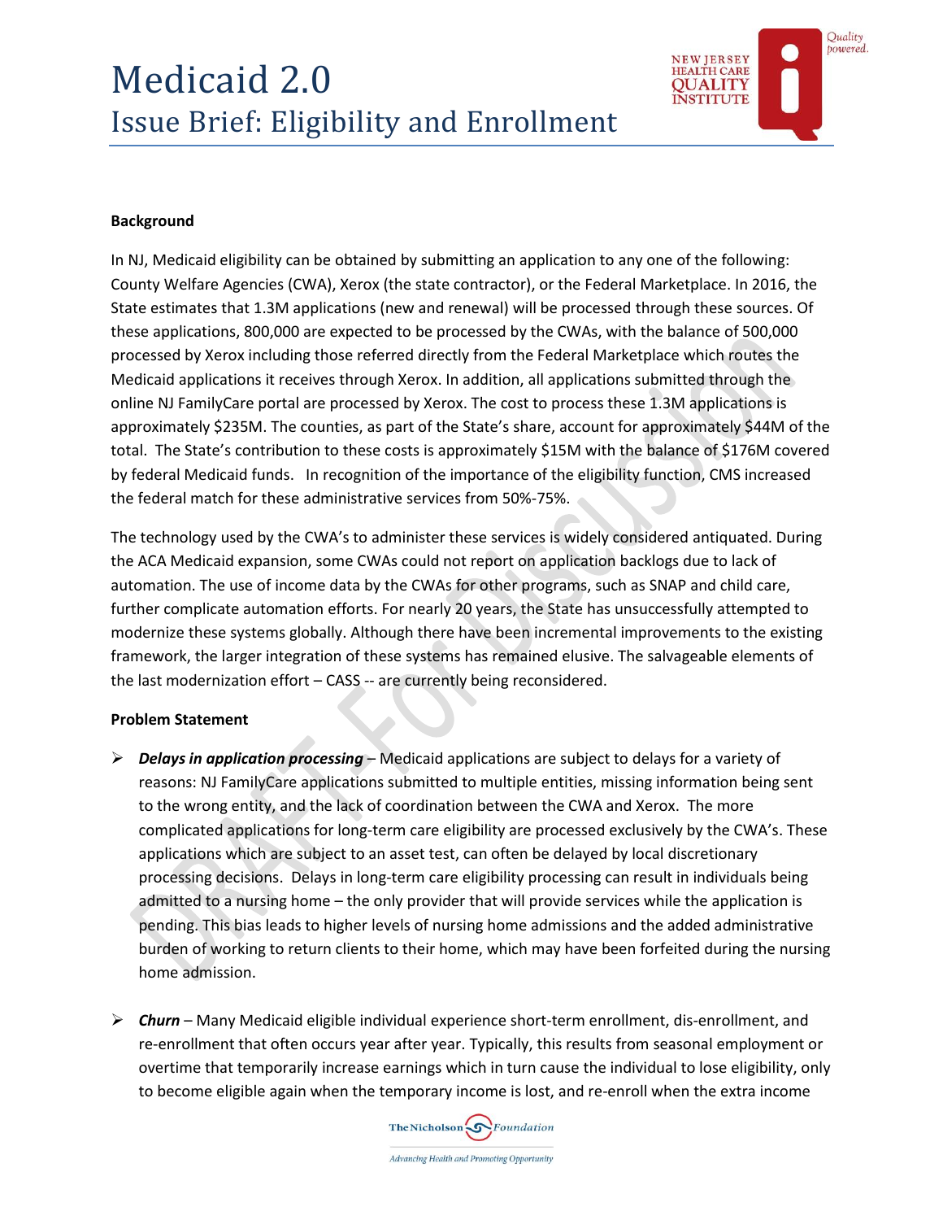# Medicaid 2.0

## Issue Brief: Eligibility and Enrollment

**Background**

In NJ, Medicaid eligibility can be obtained by submitting an application to any one of the following: County Welfare Agencies (CWA), Xerox (the state contractor), or the Federal Marketplace. In 2016, the State estimates that 1.3M applications (new and renewal) will be processed through these sources. Of these applications, 800,000 are expected to be processed by the CWAs, with the balance of 500,000 processed by Xerox including those referred directly from the Federal Marketplace which routes the Medicaid applications it receives through Xerox. In addition, all applications submitted through the online NJ FamilyCare portal are processed by Xerox. The cost to process these 1.3M applications is approximately $235M. The counties, as part of the State's share, account for approximately $44M of the total. The State's contribution to these costs is approximately $15M with the balance of $176M covered by federal Medicaid funds. In recognition of the importance of the eligibility function, CMS increased the federal match for these administrative services from 50%-75%.

The technology used by the CWA's to administer these services is widely considered antiquated. During the ACA Medicaid expansion, some CWAs could not report on application backlogs due to lack of automation. The use of income data by the CWAs for other programs, such as SNAP and child care, further complicate automation efforts. For nearly 20 years, the State has unsuccessfully attempted to modernize these systems globally. Although there have been incremental improvements to the existing framework, the larger integration of these systems has remained elusive. The salvageable elements of the last modernization effort – CASS -- are currently being reconsidered.

**Problem Statement**

- ***Delays in application processing*** – Medicaid applications are subject to delays for a variety of reasons: NJ FamilyCare applications submitted to multiple entities, missing information being sent to the wrong entity, and the lack of coordination between the CWA and Xerox. The more complicated applications for long-term care eligibility are processed exclusively by the CWA's. These applications which are subject to an asset test, can often be delayed by local discretionary processing decisions. Delays in long-term care eligibility processing can result in individuals being admitted to a nursing home – the only provider that will provide services while the application is pending. This bias leads to higher levels of nursing home admissions and the added administrative burden of working to return clients to their home, which may have been forfeited during the nursing home admission.

- ***Churn*** – Many Medicaid eligible individual experience short-term enrollment, dis-enrollment, and re-enrollment that often occurs year after year. Typically, this results from seasonal employment or overtime that temporarily increase earnings which in turn cause the individual to lose eligibility, only to become eligible again when the temporary income is lost, and re-enroll when the extra income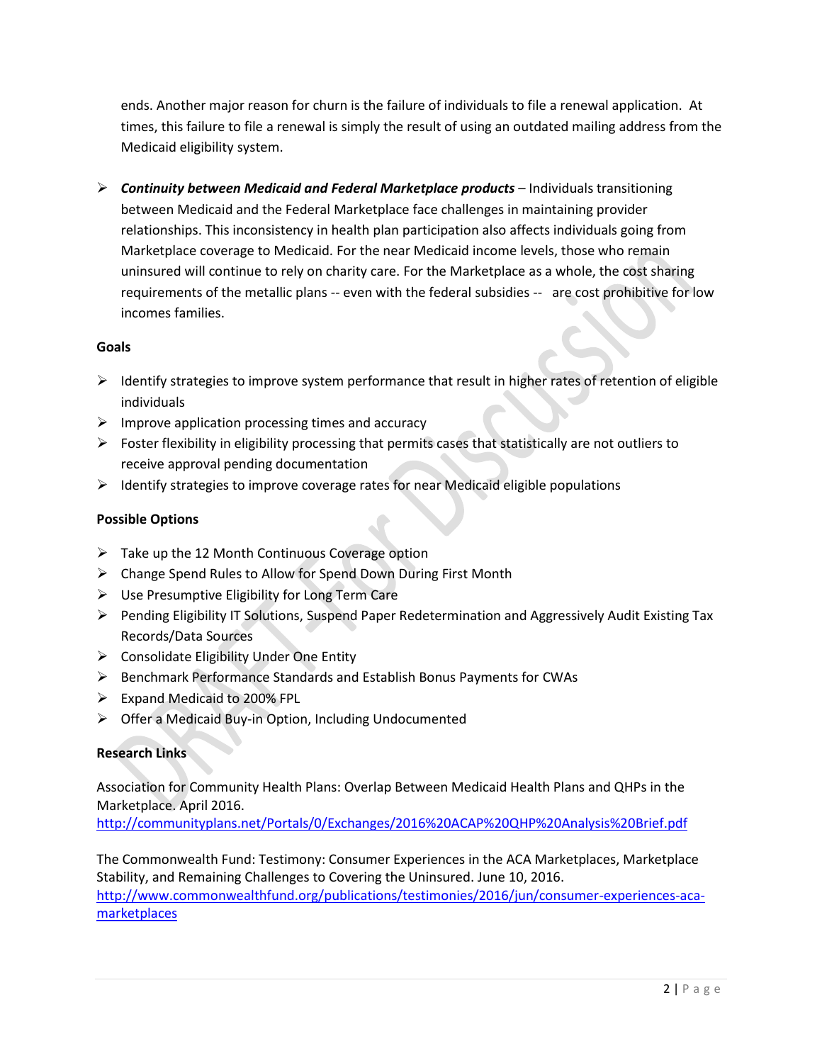ends. Another major reason for churn is the failure of individuals to file a renewal application. At times, this failure to file a renewal is simply the result of using an outdated mailing address from the Medicaid eligibility system.

- ***Continuity between Medicaid and Federal Marketplace products*** – Individuals transitioning between Medicaid and the Federal Marketplace face challenges in maintaining provider relationships. This inconsistency in health plan participation also affects individuals going from Marketplace coverage to Medicaid. For the near Medicaid income levels, those who remain uninsured will continue to rely on charity care. For the Marketplace as a whole, the cost sharing requirements of the metallic plans -- even with the federal subsidies -- are cost prohibitive for low incomes families.

**Goals**

- Identify strategies to improve system performance that result in higher rates of retention of eligible individuals
- Improve application processing times and accuracy
- Foster flexibility in eligibility processing that permits cases that statistically are not outliers to receive approval pending documentation
- Identify strategies to improve coverage rates for near Medicaid eligible populations

**Possible Options**

- Take up the 12 Month Continuous Coverage option
- Change Spend Rules to Allow for Spend Down During First Month
- Use Presumptive Eligibility for Long Term Care
- Pending Eligibility IT Solutions, Suspend Paper Redetermination and Aggressively Audit Existing Tax Records/Data Sources
- Consolidate Eligibility Under One Entity
- Benchmark Performance Standards and Establish Bonus Payments for CWAs
- Expand Medicaid to 200% FPL
- Offer a Medicaid Buy-in Option, Including Undocumented

**Research Links**

Association for Community Health Plans: Overlap Between Medicaid Health Plans and QHPs in the Marketplace. April 2016.
http://communityplans.net/Portals/0/Exchanges/2016%20ACAP%20QHP%20Analysis%20Brief.pdf

The Commonwealth Fund: Testimony: Consumer Experiences in the ACA Marketplaces, Marketplace Stability, and Remaining Challenges to Covering the Uninsured. June 10, 2016.
http://www.commonwealthfund.org/publications/testimonies/2016/jun/consumer-experiences-aca-marketplaces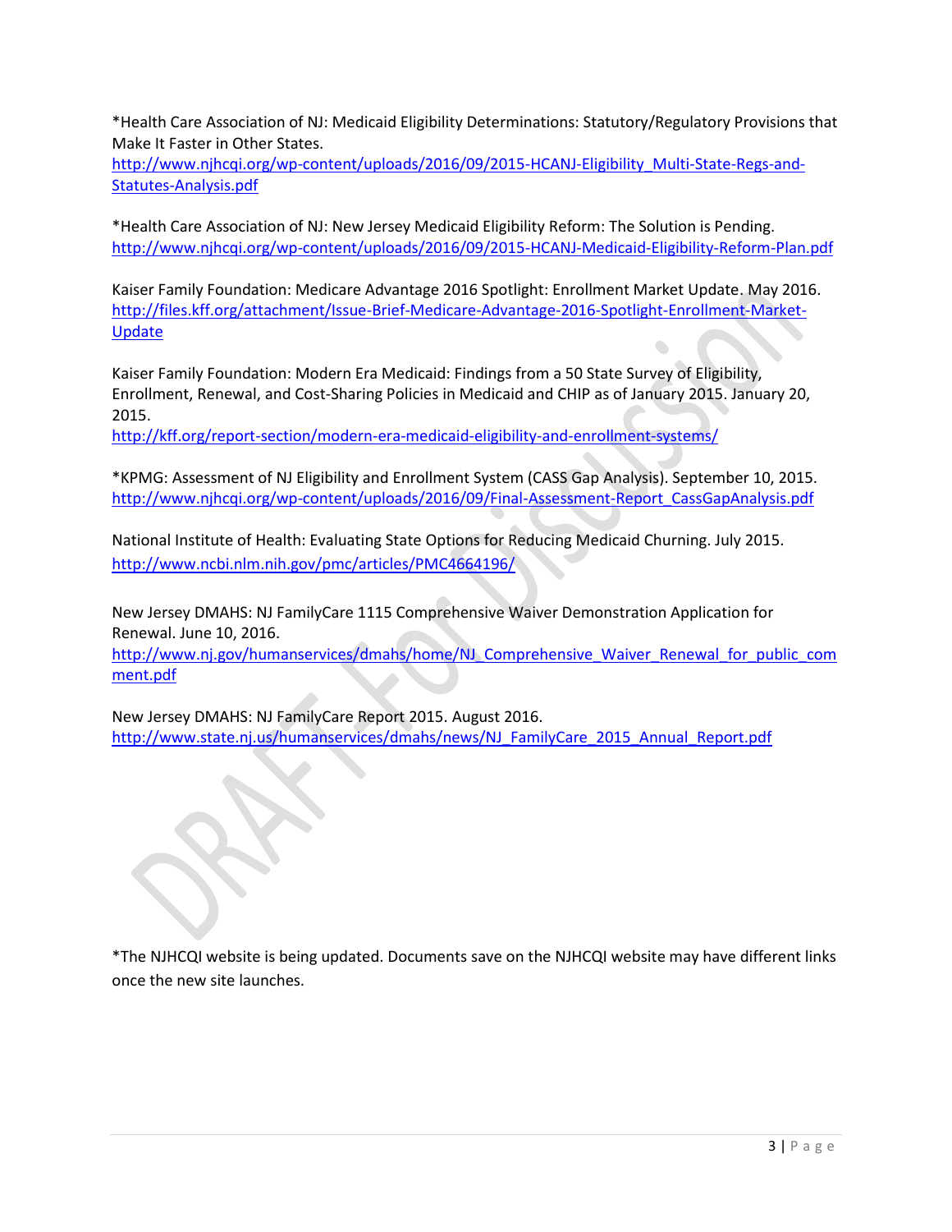*Health Care Association of NJ: Medicaid Eligibility Determinations: Statutory/Regulatory Provisions that Make It Faster in Other States.
http://www.njhcqi.org/wp-content/uploads/2016/09/2015-HCANJ-Eligibility_Multi-State-Regs-and-Statutes-Analysis.pdf

*Health Care Association of NJ: New Jersey Medicaid Eligibility Reform: The Solution is Pending.
http://www.njhcqi.org/wp-content/uploads/2016/09/2015-HCANJ-Medicaid-Eligibility-Reform-Plan.pdf

Kaiser Family Foundation: Medicare Advantage 2016 Spotlight: Enrollment Market Update. May 2016.
http://files.kff.org/attachment/Issue-Brief-Medicare-Advantage-2016-Spotlight-Enrollment-Market-Update

Kaiser Family Foundation: Modern Era Medicaid: Findings from a 50 State Survey of Eligibility, Enrollment, Renewal, and Cost-Sharing Policies in Medicaid and CHIP as of January 2015. January 20, 2015.
http://kff.org/report-section/modern-era-medicaid-eligibility-and-enrollment-systems/

*KPMG: Assessment of NJ Eligibility and Enrollment System (CASS Gap Analysis). September 10, 2015.
http://www.njhcqi.org/wp-content/uploads/2016/09/Final-Assessment-Report_CassGapAnalysis.pdf

National Institute of Health: Evaluating State Options for Reducing Medicaid Churning. July 2015.
http://www.ncbi.nlm.nih.gov/pmc/articles/PMC4664196/

New Jersey DMAHS: NJ FamilyCare 1115 Comprehensive Waiver Demonstration Application for Renewal. June 10, 2016.
http://www.nj.gov/humanservices/dmahs/home/NJ_Comprehensive_Waiver_Renewal_for_public_comment.pdf

New Jersey DMAHS: NJ FamilyCare Report 2015. August 2016.
http://www.state.nj.us/humanservices/dmahs/news/NJ_FamilyCare_2015_Annual_Report.pdf

*The NJHCQI website is being updated. Documents save on the NJHCQI website may have different links once the new site launches.